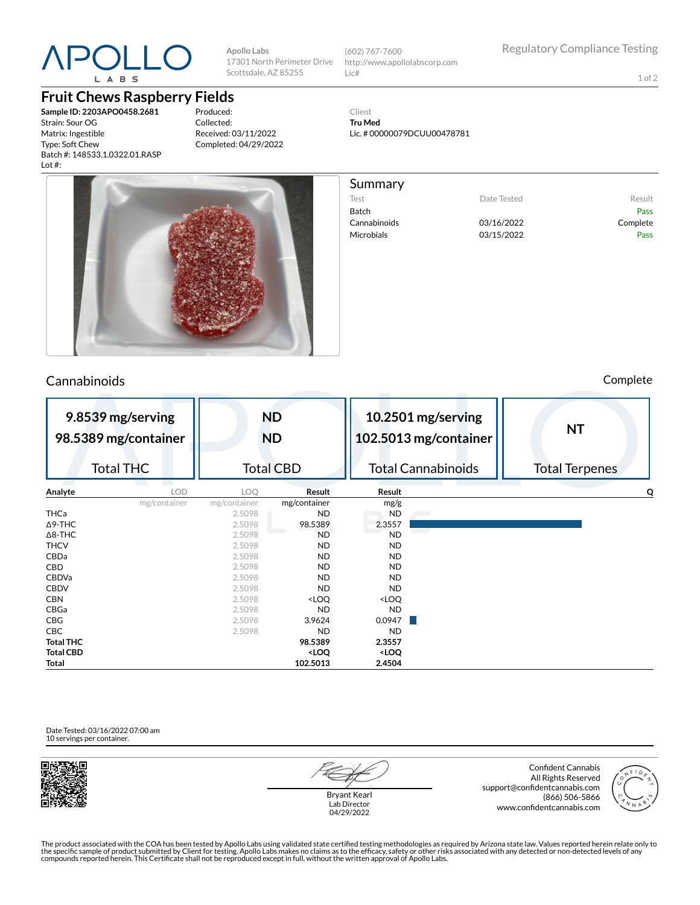# APOLLO LABS

**Apollo Labs**
17301 North Perimeter Drive
Scottsdale, AZ 85255

(602) 767-7600
http://www.apollolabscorp.com
Lic#

Regulatory Compliance Testing

## Fruit Chews Raspberry Fields

**Sample ID: 2203APO0458.2681**
Strain: Sour OG
Matrix: Ingestible
Type: Soft Chew
Batch #: 148533.1.0322.01.RASP
Lot #:

Produced:
Collected:
Received: 03/11/2022
Completed: 04/29/2022

Client
**Tru Med**
Lic. # 00000079DCUU00478781

## Summary

| Test | Date Tested | Result |
|---|---|---|
| Batch | | Pass |
| Cannabinoids | 03/16/2022 | Complete |
| Microbials | 03/15/2022 | Pass |

## Cannabinoids

Complete

| Total THC | Total CBD | Total Cannabinoids | Total Terpenes |
|---|---|---|---|
| 9.8539 mg/serving<br>98.5389 mg/container | ND<br>ND | 10.2501 mg/serving<br>102.5013 mg/container | NT |

| Analyte | LOD (mg/container) | LOQ (mg/container) | Result (mg/container) | Result (mg/g) | Q |
|---|---|---|---|---|---|
| THCa | | 2.5098 | ND | ND | |
| Δ9-THC | | 2.5098 | 98.5389 | 2.3557 | |
| Δ8-THC | | 2.5098 | ND | ND | |
| THCV | | 2.5098 | ND | ND | |
| CBDa | | 2.5098 | ND | ND | |
| CBD | | 2.5098 | ND | ND | |
| CBDVa | | 2.5098 | ND | ND | |
| CBDV | | 2.5098 | ND | ND | |
| CBN | | 2.5098 | <LOQ | <LOQ | |
| CBGa | | 2.5098 | ND | ND | |
| CBG | | 2.5098 | 3.9624 | 0.0947 | |
| CBC | | 2.5098 | ND | ND | |
| **Total THC** | | | **98.5389** | **2.3557** | |
| **Total CBD** | | | **<LOQ** | **<LOQ** | |
| **Total** | | | **102.5013** | **2.4504** | |

Date Tested: 03/16/2022 07:00 am
10 servings per container.

Bryant Kearl
Lab Director
04/29/2022

Confident Cannabis
All Rights Reserved
support@confidentcannabis.com
(866) 506-5866
www.confidentcannabis.com

The product associated with the COA has been tested by Apollo Labs using validated state certified testing methodologies as required by Arizona state law. Values reported herein relate only to the specific sample of product submitted by Client for testing. Apollo Labs makes no claims as to the efficacy, safety or other risks associated with any detected or non-detected levels of any compounds reported herein. This Certificate shall not be reproduced except in full, without the written approval of Apollo Labs.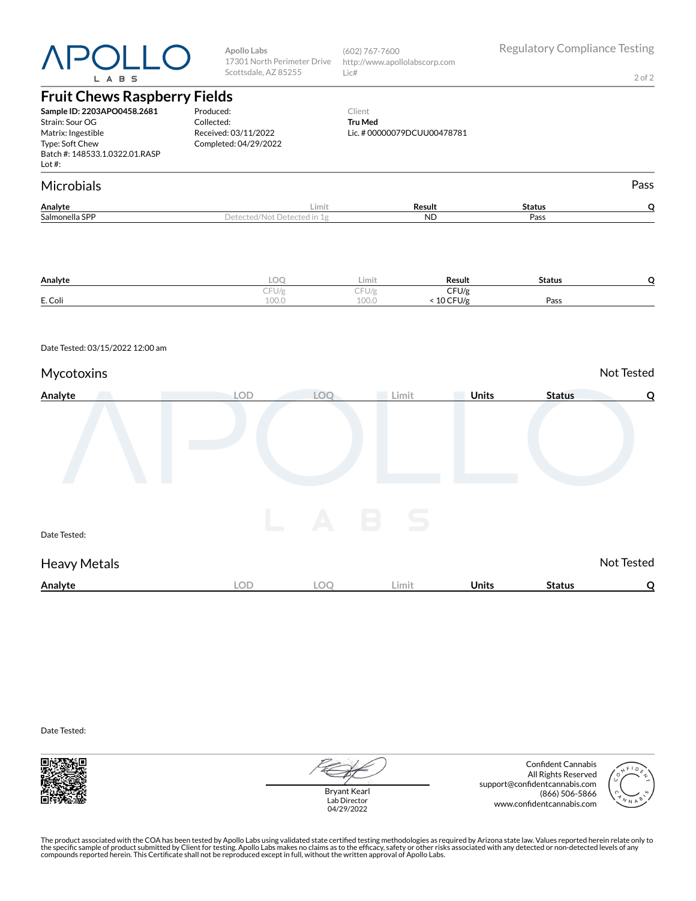APOLLO LABS

Apollo Labs
17301 North Perimeter Drive
Scottsdale, AZ 85255

(602) 767-7600
http://www.apollolabscorp.com
Lic#

Regulatory Compliance Testing

## Fruit Chews Raspberry Fields

**Sample ID: 2203APO0458.2681**
Strain: Sour OG
Matrix: Ingestible
Type: Soft Chew
Batch #: 148533.1.0322.01.RASP
Lot #:

Produced:
Collected:
Received: 03/11/2022
Completed: 04/29/2022

Client
**Tru Med**
Lic. # 00000079DCUU00478781

## Microbials

Pass

| Analyte | Limit | Result | Status | Q |
|---|---|---|---|---|
| Salmonella SPP | Detected/Not Detected in 1g | ND | Pass | |

| Analyte | LOQ | Limit | Result | Status | Q |
|---|---|---|---|---|---|
| | CFU/g | CFU/g | CFU/g | | |
| E. Coli | 100.0 | 100.0 | < 10 CFU/g | Pass | |

Date Tested: 03/15/2022 12:00 am

## Mycotoxins

Not Tested

| Analyte | LOD | LOQ | Limit | Units | Status | Q |
|---|---|---|---|---|---|---|

Date Tested:

## Heavy Metals

Not Tested

| Analyte | LOD | LOQ | Limit | Units | Status | Q |
|---|---|---|---|---|---|---|

Date Tested:

Bryant Kearl
Lab Director
04/29/2022

Confident Cannabis
All Rights Reserved
support@confidentcannabis.com
(866) 506-5866
www.confidentcannabis.com

The product associated with the COA has been tested by Apollo Labs using validated state certified testing methodologies as required by Arizona state law. Values reported herein relate only to the specific sample of product submitted by Client for testing. Apollo Labs makes no claims as to the efficacy, safety or other risks associated with any detected or non-detected levels of any compounds reported herein. This Certificate shall not be reproduced except in full, without the written approval of Apollo Labs.